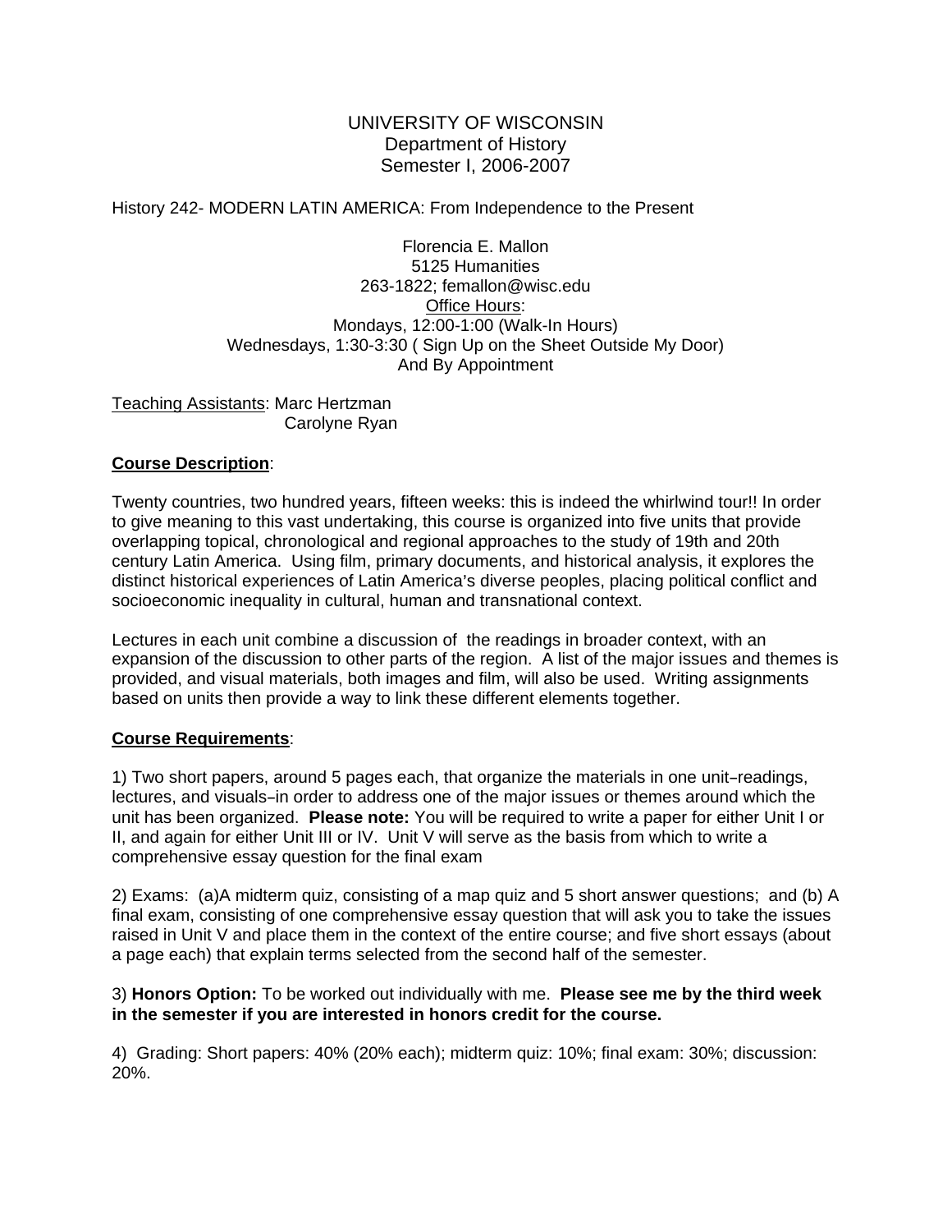# UNIVERSITY OF WISCONSIN
## Department of History
## Semester I, 2006-2007

History 242- MODERN LATIN AMERICA: From Independence to the Present

Florencia E. Mallon
5125 Humanities
263-1822; femallon@wisc.edu
Office Hours:
Mondays, 12:00-1:00 (Walk-In Hours)
Wednesdays, 1:30-3:30 ( Sign Up on the Sheet Outside My Door)
And By Appointment

Teaching Assistants: Marc Hertzman
Carolyne Ryan

**Course Description**:

Twenty countries, two hundred years, fifteen weeks: this is indeed the whirlwind tour!! In order to give meaning to this vast undertaking, this course is organized into five units that provide overlapping topical, chronological and regional approaches to the study of 19th and 20th century Latin America. Using film, primary documents, and historical analysis, it explores the distinct historical experiences of Latin America's diverse peoples, placing political conflict and socioeconomic inequality in cultural, human and transnational context.

Lectures in each unit combine a discussion of the readings in broader context, with an expansion of the discussion to other parts of the region. A list of the major issues and themes is provided, and visual materials, both images and film, will also be used. Writing assignments based on units then provide a way to link these different elements together.

**Course Requirements**:

1) Two short papers, around 5 pages each, that organize the materials in one unit–readings, lectures, and visuals–in order to address one of the major issues or themes around which the unit has been organized. **Please note:** You will be required to write a paper for either Unit I or II, and again for either Unit III or IV. Unit V will serve as the basis from which to write a comprehensive essay question for the final exam

2) Exams: (a)A midterm quiz, consisting of a map quiz and 5 short answer questions; and (b) A final exam, consisting of one comprehensive essay question that will ask you to take the issues raised in Unit V and place them in the context of the entire course; and five short essays (about a page each) that explain terms selected from the second half of the semester.

3) **Honors Option:** To be worked out individually with me. **Please see me by the third week in the semester if you are interested in honors credit for the course.**

4) Grading: Short papers: 40% (20% each); midterm quiz: 10%; final exam: 30%; discussion: 20%.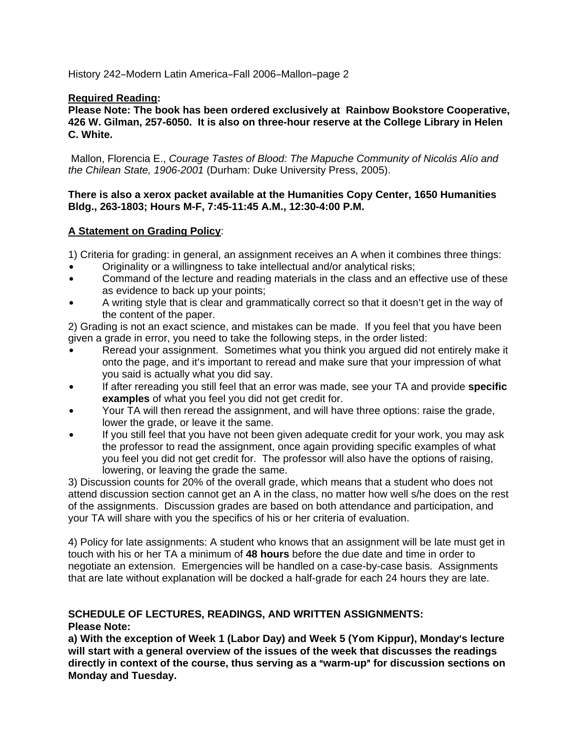**Required Reading:**

**Please Note: The book has been ordered exclusively at Rainbow Bookstore Cooperative, 426 W. Gilman, 257-6050. It is also on three-hour reserve at the College Library in Helen C. White.**

Mallon, Florencia E., *Courage Tastes of Blood: The Mapuche Community of Nicolás Alío and the Chilean State, 1906-2001* (Durham: Duke University Press, 2005).

**There is also a xerox packet available at the Humanities Copy Center, 1650 Humanities Bldg., 263-1803; Hours M-F, 7:45-11:45 A.M., 12:30-4:00 P.M.**

**A Statement on Grading Policy:**

1) Criteria for grading: in general, an assignment receives an A when it combines three things:

- Originality or a willingness to take intellectual and/or analytical risks;
- Command of the lecture and reading materials in the class and an effective use of these as evidence to back up your points;
- A writing style that is clear and grammatically correct so that it doesn't get in the way of the content of the paper.

2) Grading is not an exact science, and mistakes can be made. If you feel that you have been given a grade in error, you need to take the following steps, in the order listed:

- Reread your assignment. Sometimes what you think you argued did not entirely make it onto the page, and it's important to reread and make sure that your impression of what you said is actually what you did say.
- If after rereading you still feel that an error was made, see your TA and provide **specific examples** of what you feel you did not get credit for.
- Your TA will then reread the assignment, and will have three options: raise the grade, lower the grade, or leave it the same.
- If you still feel that you have not been given adequate credit for your work, you may ask the professor to read the assignment, once again providing specific examples of what you feel you did not get credit for. The professor will also have the options of raising, lowering, or leaving the grade the same.

3) Discussion counts for 20% of the overall grade, which means that a student who does not attend discussion section cannot get an A in the class, no matter how well s/he does on the rest of the assignments. Discussion grades are based on both attendance and participation, and your TA will share with you the specifics of his or her criteria of evaluation.

4) Policy for late assignments: A student who knows that an assignment will be late must get in touch with his or her TA a minimum of **48 hours** before the due date and time in order to negotiate an extension. Emergencies will be handled on a case-by-case basis. Assignments that are late without explanation will be docked a half-grade for each 24 hours they are late.

**SCHEDULE OF LECTURES, READINGS, AND WRITTEN ASSIGNMENTS:**

**Please Note:**

**a) With the exception of Week 1 (Labor Day) and Week 5 (Yom Kippur), Monday's lecture will start with a general overview of the issues of the week that discusses the readings directly in context of the course, thus serving as a "warm-up" for discussion sections on Monday and Tuesday.**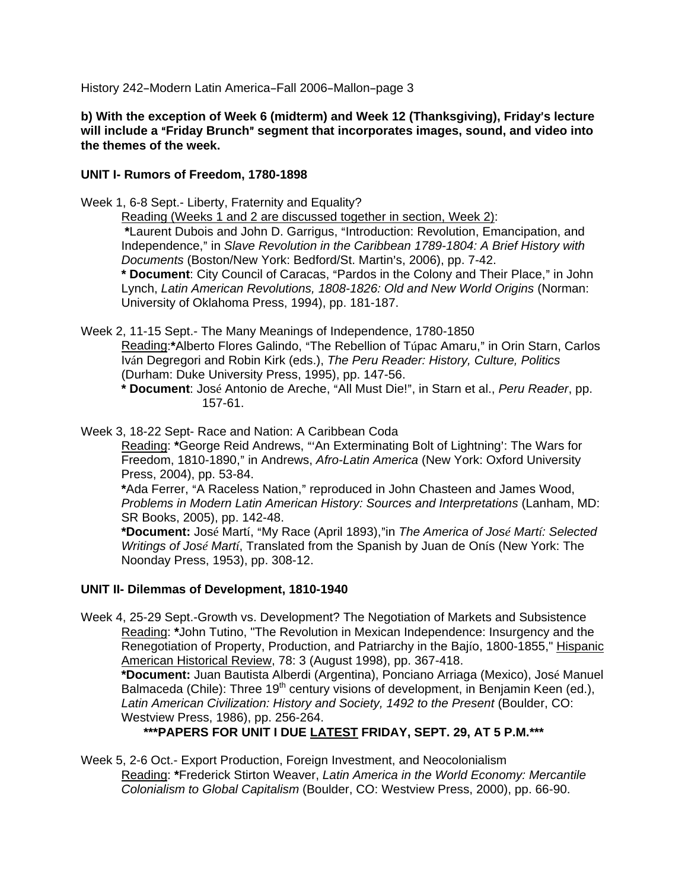**b) With the exception of Week 6 (midterm) and Week 12 (Thanksgiving), Friday's lecture will include a "Friday Brunch" segment that incorporates images, sound, and video into the themes of the week.**

## UNIT I- Rumors of Freedom, 1780-1898

Week 1, 6-8 Sept.- Liberty, Fraternity and Equality?

Reading (Weeks 1 and 2 are discussed together in section, Week 2):

*Laurent Dubois and John D. Garrigus, "Introduction: Revolution, Emancipation, and Independence," in *Slave Revolution in the Caribbean 1789-1804: A Brief History with Documents* (Boston/New York: Bedford/St. Martin's, 2006), pp. 7-42.

**\* Document**: City Council of Caracas, "Pardos in the Colony and Their Place," in John Lynch, *Latin American Revolutions, 1808-1826: Old and New World Origins* (Norman: University of Oklahoma Press, 1994), pp. 181-187.

Week 2, 11-15 Sept.- The Many Meanings of Independence, 1780-1850

Reading:*Alberto Flores Galindo, "The Rebellion of Túpac Amaru," in Orin Starn, Carlos Iván Degregori and Robin Kirk (eds.), *The Peru Reader: History, Culture, Politics* (Durham: Duke University Press, 1995), pp. 147-56.

**\* Document**: José Antonio de Areche, "All Must Die!", in Starn et al., *Peru Reader*, pp. 157-61.

Week 3, 18-22 Sept- Race and Nation: A Caribbean Coda

Reading: *George Reid Andrews, "'An Exterminating Bolt of Lightning': The Wars for Freedom, 1810-1890," in Andrews, *Afro-Latin America* (New York: Oxford University Press, 2004), pp. 53-84.

*Ada Ferrer, "A Raceless Nation," reproduced in John Chasteen and James Wood, *Problems in Modern Latin American History: Sources and Interpretations* (Lanham, MD: SR Books, 2005), pp. 142-48.

**\*Document:** José Martí, "My Race (April 1893),"in *The America of José Martí: Selected Writings of José Martí*, Translated from the Spanish by Juan de Onís (New York: The Noonday Press, 1953), pp. 308-12.

## UNIT II- Dilemmas of Development, 1810-1940

Week 4, 25-29 Sept.-Growth vs. Development? The Negotiation of Markets and Subsistence

Reading: *John Tutino, "The Revolution in Mexican Independence: Insurgency and the Renegotiation of Property, Production, and Patriarchy in the Bajío, 1800-1855," Hispanic American Historical Review, 78: 3 (August 1998), pp. 367-418.

**\*Document:** Juan Bautista Alberdi (Argentina), Ponciano Arriaga (Mexico), José Manuel Balmaceda (Chile): Three 19th century visions of development, in Benjamin Keen (ed.), *Latin American Civilization: History and Society, 1492 to the Present* (Boulder, CO: Westview Press, 1986), pp. 256-264.

**\*\*\*PAPERS FOR UNIT I DUE LATEST FRIDAY, SEPT. 29, AT 5 P.M.\*\*\***

Week 5, 2-6 Oct.- Export Production, Foreign Investment, and Neocolonialism

Reading: *Frederick Stirton Weaver, *Latin America in the World Economy: Mercantile Colonialism to Global Capitalism* (Boulder, CO: Westview Press, 2000), pp. 66-90.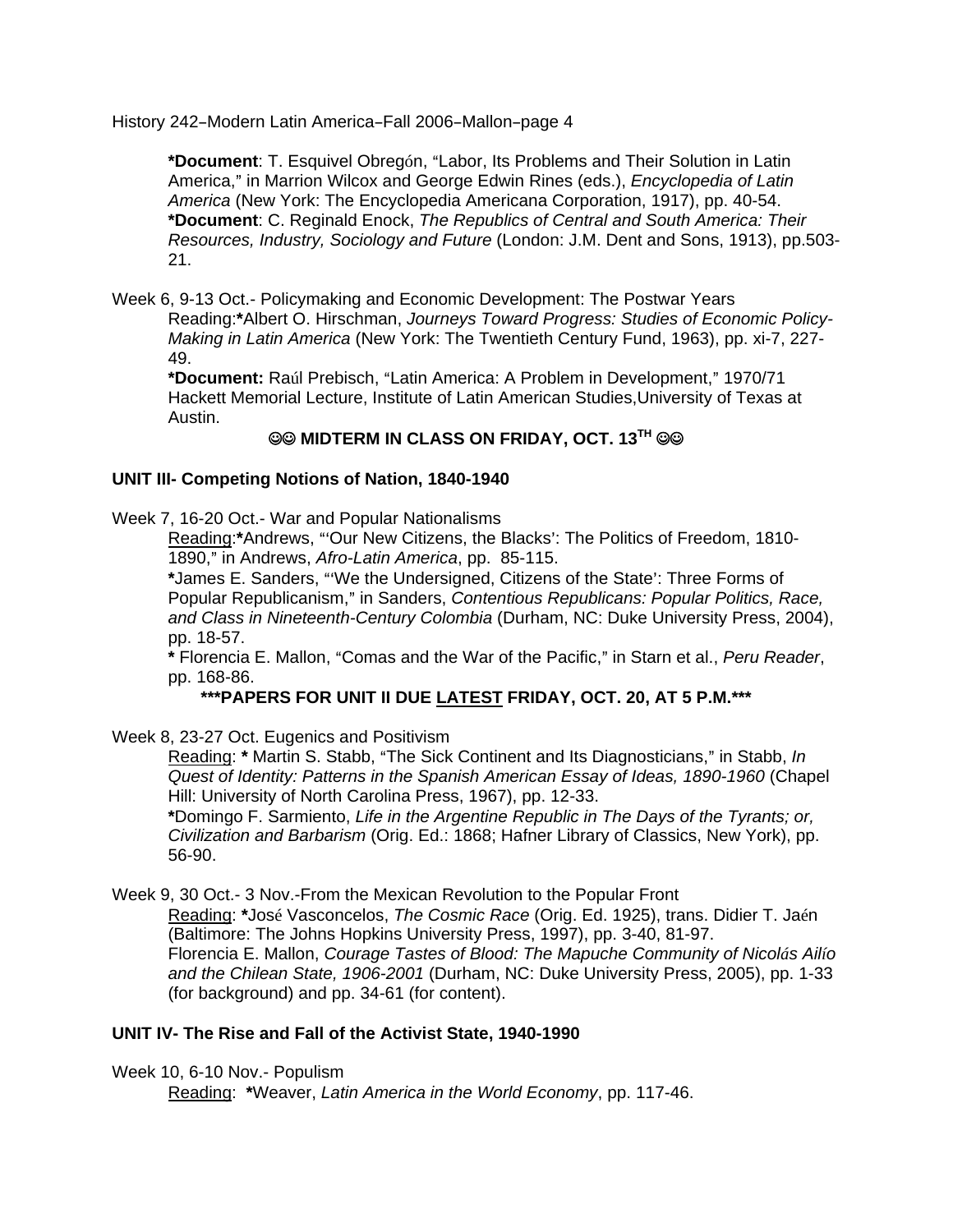**\*Document**: T. Esquivel Obregón, "Labor, Its Problems and Their Solution in Latin America," in Marrion Wilcox and George Edwin Rines (eds.), *Encyclopedia of Latin America* (New York: The Encyclopedia Americana Corporation, 1917), pp. 40-54.
**\*Document**: C. Reginald Enock, *The Republics of Central and South America: Their Resources, Industry, Sociology and Future* (London: J.M. Dent and Sons, 1913), pp.503-21.

Week 6, 9-13 Oct.- Policymaking and Economic Development: The Postwar Years
Reading:**\***Albert O. Hirschman, *Journeys Toward Progress: Studies of Economic Policy-Making in Latin America* (New York: The Twentieth Century Fund, 1963), pp. xi-7, 227-49.
**\*Document:** Raúl Prebisch, "Latin America: A Problem in Development," 1970/71 Hackett Memorial Lecture, Institute of Latin American Studies,University of Texas at Austin.

**☺☺ MIDTERM IN CLASS ON FRIDAY, OCT. 13TH ☺☺**

**UNIT III- Competing Notions of Nation, 1840-1940**

Week 7, 16-20 Oct.- War and Popular Nationalisms
Reading:**\***Andrews, "'Our New Citizens, the Blacks': The Politics of Freedom, 1810-1890," in Andrews, *Afro-Latin America*, pp. 85-115.
**\***James E. Sanders, "'We the Undersigned, Citizens of the State': Three Forms of Popular Republicanism," in Sanders, *Contentious Republicans: Popular Politics, Race, and Class in Nineteenth-Century Colombia* (Durham, NC: Duke University Press, 2004), pp. 18-57.
**\*** Florencia E. Mallon, "Comas and the War of the Pacific," in Starn et al., *Peru Reader*, pp. 168-86.

**\*\*\*PAPERS FOR UNIT II DUE LATEST FRIDAY, OCT. 20, AT 5 P.M.\*\*\***

Week 8, 23-27 Oct. Eugenics and Positivism
Reading: **\*** Martin S. Stabb, "The Sick Continent and Its Diagnosticians," in Stabb, *In Quest of Identity: Patterns in the Spanish American Essay of Ideas, 1890-1960* (Chapel Hill: University of North Carolina Press, 1967), pp. 12-33.
**\***Domingo F. Sarmiento, *Life in the Argentine Republic in The Days of the Tyrants; or, Civilization and Barbarism* (Orig. Ed.: 1868; Hafner Library of Classics, New York), pp. 56-90.

Week 9, 30 Oct.- 3 Nov.-From the Mexican Revolution to the Popular Front
Reading: **\***José Vasconcelos, *The Cosmic Race* (Orig. Ed. 1925), trans. Didier T. Jaén (Baltimore: The Johns Hopkins University Press, 1997), pp. 3-40, 81-97.
Florencia E. Mallon, *Courage Tastes of Blood: The Mapuche Community of Nicolás Ailío and the Chilean State, 1906-2001* (Durham, NC: Duke University Press, 2005), pp. 1-33 (for background) and pp. 34-61 (for content).

**UNIT IV- The Rise and Fall of the Activist State, 1940-1990**

Week 10, 6-10 Nov.- Populism
Reading: **\***Weaver, *Latin America in the World Economy*, pp. 117-46.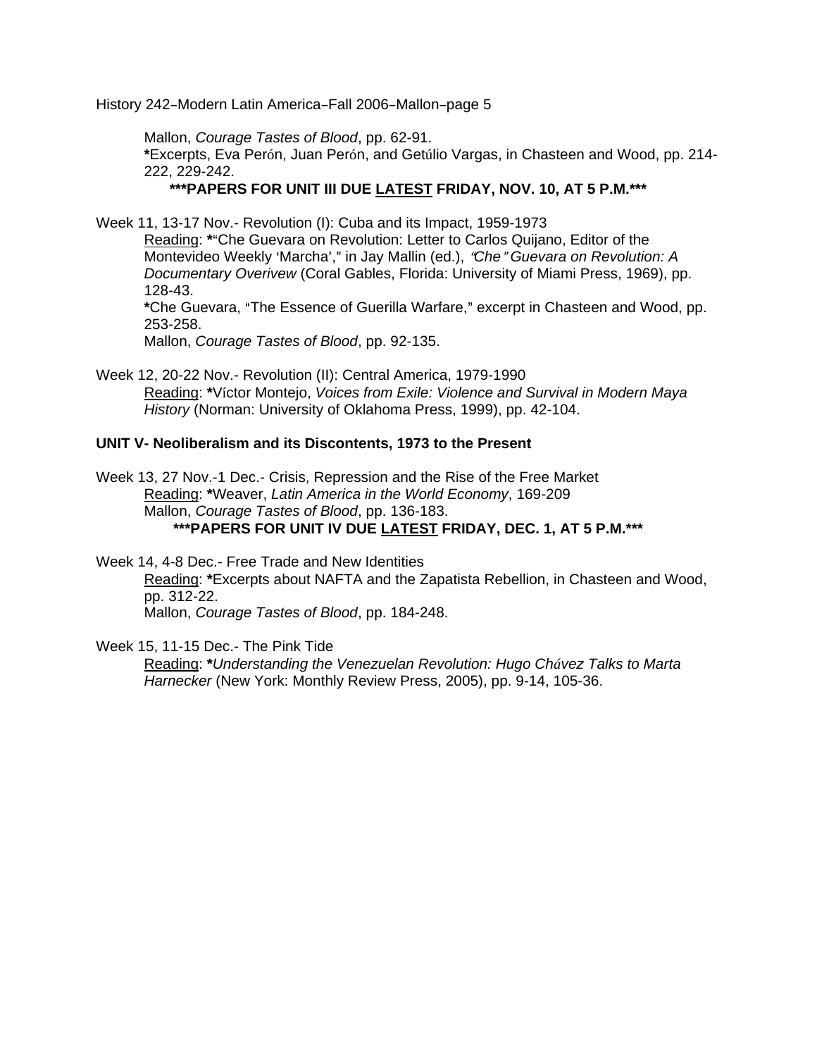Mallon, *Courage Tastes of Blood*, pp. 62-91.
**\***Excerpts, Eva Perón, Juan Perón, and Getúlio Vargas, in Chasteen and Wood, pp. 214-222, 229-242.

**\*\*\*PAPERS FOR UNIT III DUE <u>LATEST</u> FRIDAY, NOV. 10, AT 5 P.M.\*\*\***

Week 11, 13-17 Nov.- Revolution (I): Cuba and its Impact, 1959-1973
<u>Reading</u>: **\***"Che Guevara on Revolution: Letter to Carlos Quijano, Editor of the Montevideo Weekly 'Marcha'," in Jay Mallin (ed.), *"Che" Guevara on Revolution: A Documentary Overivew* (Coral Gables, Florida: University of Miami Press, 1969), pp. 128-43.
**\***Che Guevara, "The Essence of Guerilla Warfare," excerpt in Chasteen and Wood, pp. 253-258.
Mallon, *Courage Tastes of Blood*, pp. 92-135.

Week 12, 20-22 Nov.- Revolution (II): Central America, 1979-1990
<u>Reading</u>: **\***Víctor Montejo, *Voices from Exile: Violence and Survival in Modern Maya History* (Norman: University of Oklahoma Press, 1999), pp. 42-104.

**UNIT V- Neoliberalism and its Discontents, 1973 to the Present**

Week 13, 27 Nov.-1 Dec.- Crisis, Repression and the Rise of the Free Market
<u>Reading</u>: **\***Weaver, *Latin America in the World Economy*, 169-209
Mallon, *Courage Tastes of Blood*, pp. 136-183.

**\*\*\*PAPERS FOR UNIT IV DUE <u>LATEST</u> FRIDAY, DEC. 1, AT 5 P.M.\*\*\***

Week 14, 4-8 Dec.- Free Trade and New Identities
<u>Reading</u>: **\***Excerpts about NAFTA and the Zapatista Rebellion, in Chasteen and Wood, pp. 312-22.
Mallon, *Courage Tastes of Blood*, pp. 184-248.

Week 15, 11-15 Dec.- The Pink Tide
<u>Reading</u>: **\****Understanding the Venezuelan Revolution: Hugo Chávez Talks to Marta Harnecker* (New York: Monthly Review Press, 2005), pp. 9-14, 105-36.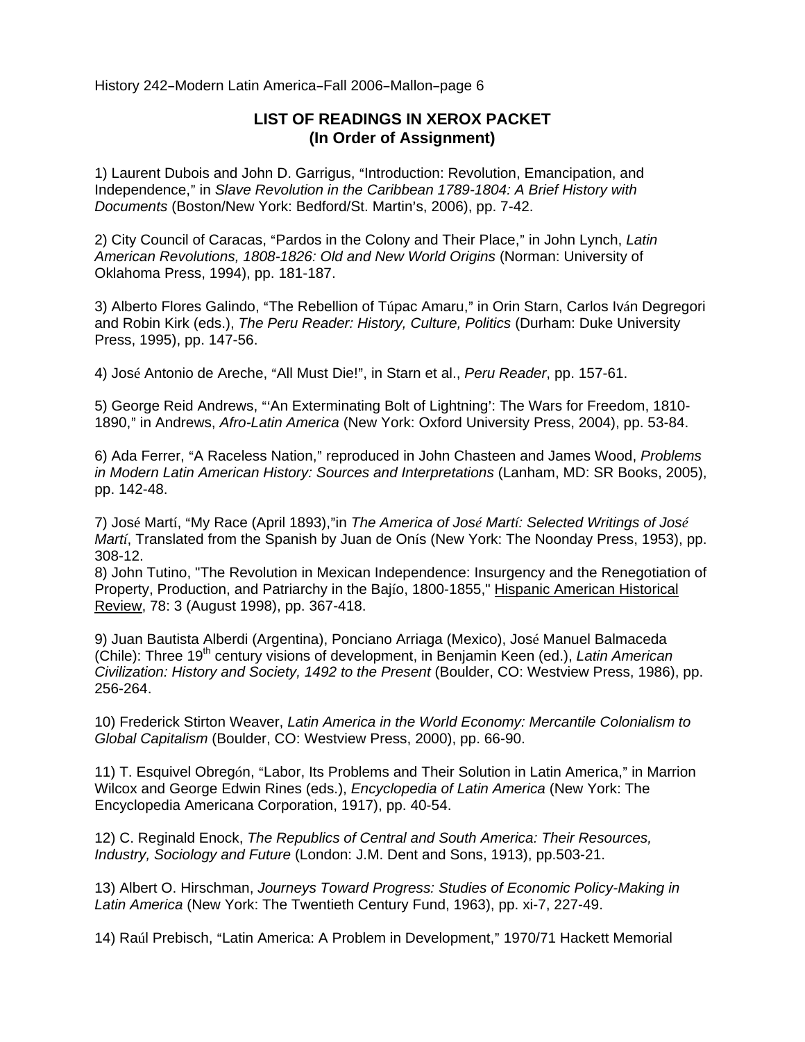## LIST OF READINGS IN XEROX PACKET
## (In Order of Assignment)

1) Laurent Dubois and John D. Garrigus, "Introduction: Revolution, Emancipation, and Independence," in *Slave Revolution in the Caribbean 1789-1804: A Brief History with Documents* (Boston/New York: Bedford/St. Martin's, 2006), pp. 7-42.

2) City Council of Caracas, "Pardos in the Colony and Their Place," in John Lynch, *Latin American Revolutions, 1808-1826: Old and New World Origins* (Norman: University of Oklahoma Press, 1994), pp. 181-187.

3) Alberto Flores Galindo, "The Rebellion of Túpac Amaru," in Orin Starn, Carlos Iván Degregori and Robin Kirk (eds.), *The Peru Reader: History, Culture, Politics* (Durham: Duke University Press, 1995), pp. 147-56.

4) José Antonio de Areche, "All Must Die!", in Starn et al., *Peru Reader*, pp. 157-61.

5) George Reid Andrews, "'An Exterminating Bolt of Lightning': The Wars for Freedom, 1810-1890," in Andrews, *Afro-Latin America* (New York: Oxford University Press, 2004), pp. 53-84.

6) Ada Ferrer, "A Raceless Nation," reproduced in John Chasteen and James Wood, *Problems in Modern Latin American History: Sources and Interpretations* (Lanham, MD: SR Books, 2005), pp. 142-48.

7) José Martí, "My Race (April 1893),"in *The America of José Martí: Selected Writings of José Martí*, Translated from the Spanish by Juan de Onís (New York: The Noonday Press, 1953), pp. 308-12.

8) John Tutino, "The Revolution in Mexican Independence: Insurgency and the Renegotiation of Property, Production, and Patriarchy in the Bajío, 1800-1855," Hispanic American Historical Review, 78: 3 (August 1998), pp. 367-418.

9) Juan Bautista Alberdi (Argentina), Ponciano Arriaga (Mexico), José Manuel Balmaceda (Chile): Three 19th century visions of development, in Benjamin Keen (ed.), *Latin American Civilization: History and Society, 1492 to the Present* (Boulder, CO: Westview Press, 1986), pp. 256-264.

10) Frederick Stirton Weaver, *Latin America in the World Economy: Mercantile Colonialism to Global Capitalism* (Boulder, CO: Westview Press, 2000), pp. 66-90.

11) T. Esquivel Obregón, "Labor, Its Problems and Their Solution in Latin America," in Marrion Wilcox and George Edwin Rines (eds.), *Encyclopedia of Latin America* (New York: The Encyclopedia Americana Corporation, 1917), pp. 40-54.

12) C. Reginald Enock, *The Republics of Central and South America: Their Resources, Industry, Sociology and Future* (London: J.M. Dent and Sons, 1913), pp.503-21.

13) Albert O. Hirschman, *Journeys Toward Progress: Studies of Economic Policy-Making in Latin America* (New York: The Twentieth Century Fund, 1963), pp. xi-7, 227-49.

14) Raúl Prebisch, "Latin America: A Problem in Development," 1970/71 Hackett Memorial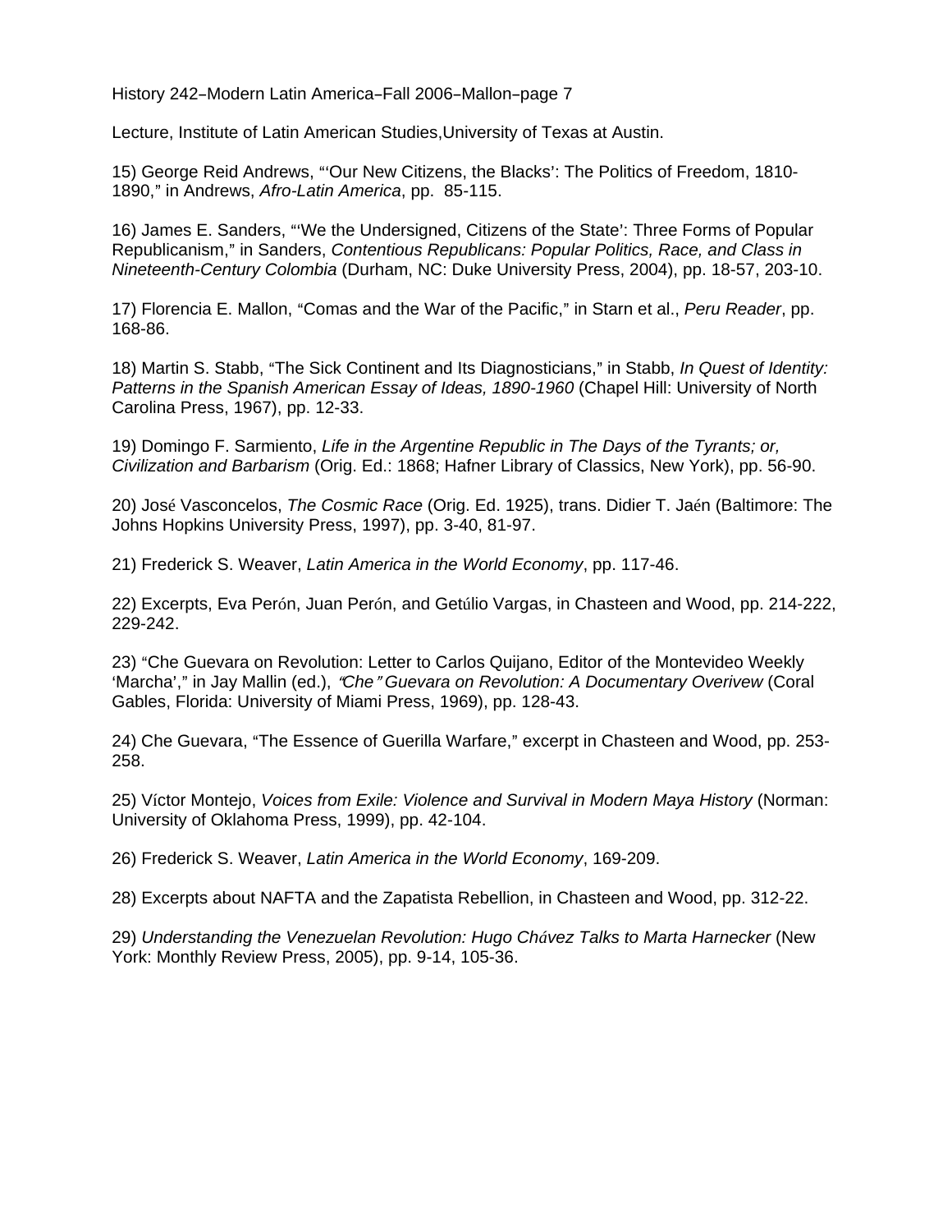Lecture, Institute of Latin American Studies,University of Texas at Austin.

15) George Reid Andrews, "'Our New Citizens, the Blacks': The Politics of Freedom, 1810-1890," in Andrews, *Afro-Latin America*, pp. 85-115.

16) James E. Sanders, "'We the Undersigned, Citizens of the State': Three Forms of Popular Republicanism," in Sanders, *Contentious Republicans: Popular Politics, Race, and Class in Nineteenth-Century Colombia* (Durham, NC: Duke University Press, 2004), pp. 18-57, 203-10.

17) Florencia E. Mallon, "Comas and the War of the Pacific," in Starn et al., *Peru Reader*, pp. 168-86.

18) Martin S. Stabb, "The Sick Continent and Its Diagnosticians," in Stabb, *In Quest of Identity: Patterns in the Spanish American Essay of Ideas, 1890-1960* (Chapel Hill: University of North Carolina Press, 1967), pp. 12-33.

19) Domingo F. Sarmiento, *Life in the Argentine Republic in The Days of the Tyrants; or, Civilization and Barbarism* (Orig. Ed.: 1868; Hafner Library of Classics, New York), pp. 56-90.

20) José Vasconcelos, *The Cosmic Race* (Orig. Ed. 1925), trans. Didier T. Jaén (Baltimore: The Johns Hopkins University Press, 1997), pp. 3-40, 81-97.

21) Frederick S. Weaver, *Latin America in the World Economy*, pp. 117-46.

22) Excerpts, Eva Perón, Juan Perón, and Getúlio Vargas, in Chasteen and Wood, pp. 214-222, 229-242.

23) "Che Guevara on Revolution: Letter to Carlos Quijano, Editor of the Montevideo Weekly 'Marcha'," in Jay Mallin (ed.), *"Che" Guevara on Revolution: A Documentary Overivew* (Coral Gables, Florida: University of Miami Press, 1969), pp. 128-43.

24) Che Guevara, "The Essence of Guerilla Warfare," excerpt in Chasteen and Wood, pp. 253-258.

25) Víctor Montejo, *Voices from Exile: Violence and Survival in Modern Maya History* (Norman: University of Oklahoma Press, 1999), pp. 42-104.

26) Frederick S. Weaver, *Latin America in the World Economy*, 169-209.

28) Excerpts about NAFTA and the Zapatista Rebellion, in Chasteen and Wood, pp. 312-22.

29) *Understanding the Venezuelan Revolution: Hugo Chávez Talks to Marta Harnecker* (New York: Monthly Review Press, 2005), pp. 9-14, 105-36.